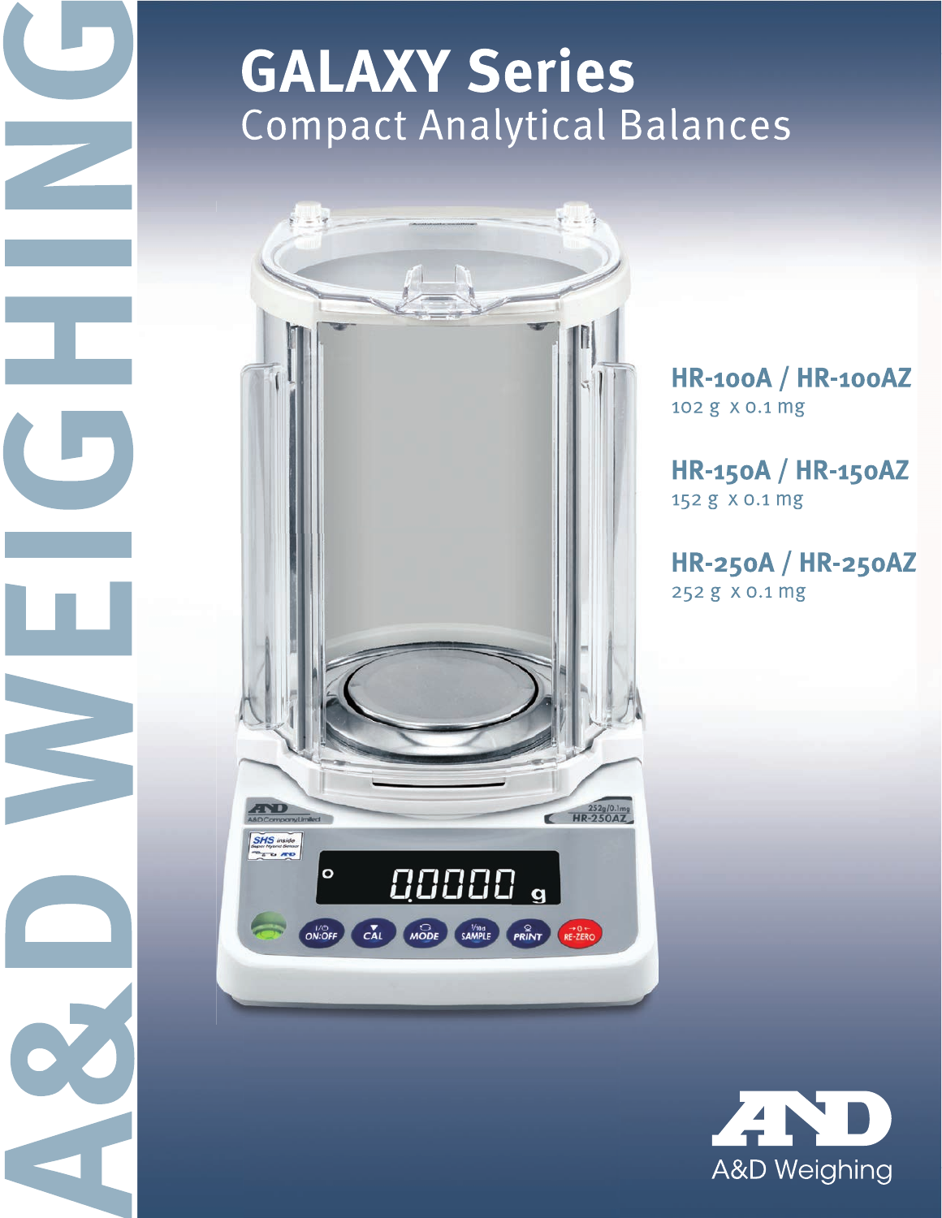# GALAXY Series

## Compact Analytical Balances

**HR-100A / HR-100AZ**
102 g x 0.1 mg

**HR-150A / HR-150AZ**
152 g x 0.1 mg

**HR-250A / HR-250AZ**
252 g x 0.1 mg

A&D WEIGHING

A&D Weighing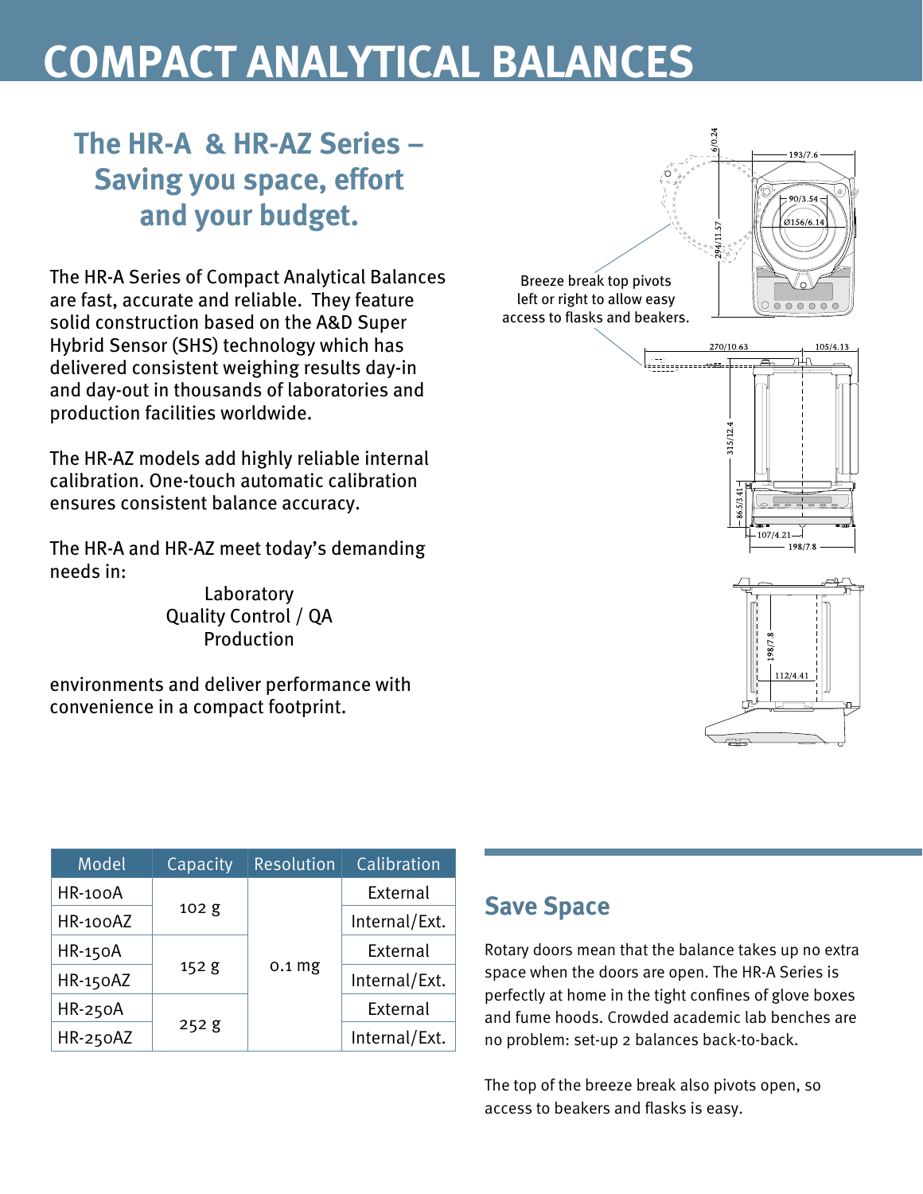# COMPACT ANALYTICAL BALANCES

## The HR-A & HR-AZ Series – Saving you space, effort and your budget.

The HR-A Series of Compact Analytical Balances are fast, accurate and reliable. They feature solid construction based on the A&D Super Hybrid Sensor (SHS) technology which has delivered consistent weighing results day-in and day-out in thousands of laboratories and production facilities worldwide.

The HR-AZ models add highly reliable internal calibration. One-touch automatic calibration ensures consistent balance accuracy.

The HR-A and HR-AZ meet today's demanding needs in:

Laboratory
Quality Control / QA
Production

environments and deliver performance with convenience in a compact footprint.

Breeze break top pivots left or right to allow easy access to flasks and beakers.

| Model | Capacity | Resolution | Calibration |
|---|---|---|---|
| HR-100A | 102 g | 0.1 mg | External |
| HR-100AZ | | | Internal/Ext. |
| HR-150A | 152 g | | External |
| HR-150AZ | | | Internal/Ext. |
| HR-250A | 252 g | | External |
| HR-250AZ | | | Internal/Ext. |

## Save Space

Rotary doors mean that the balance takes up no extra space when the doors are open. The HR-A Series is perfectly at home in the tight confines of glove boxes and fume hoods. Crowded academic lab benches are no problem: set-up 2 balances back-to-back.

The top of the breeze break also pivots open, so access to beakers and flasks is easy.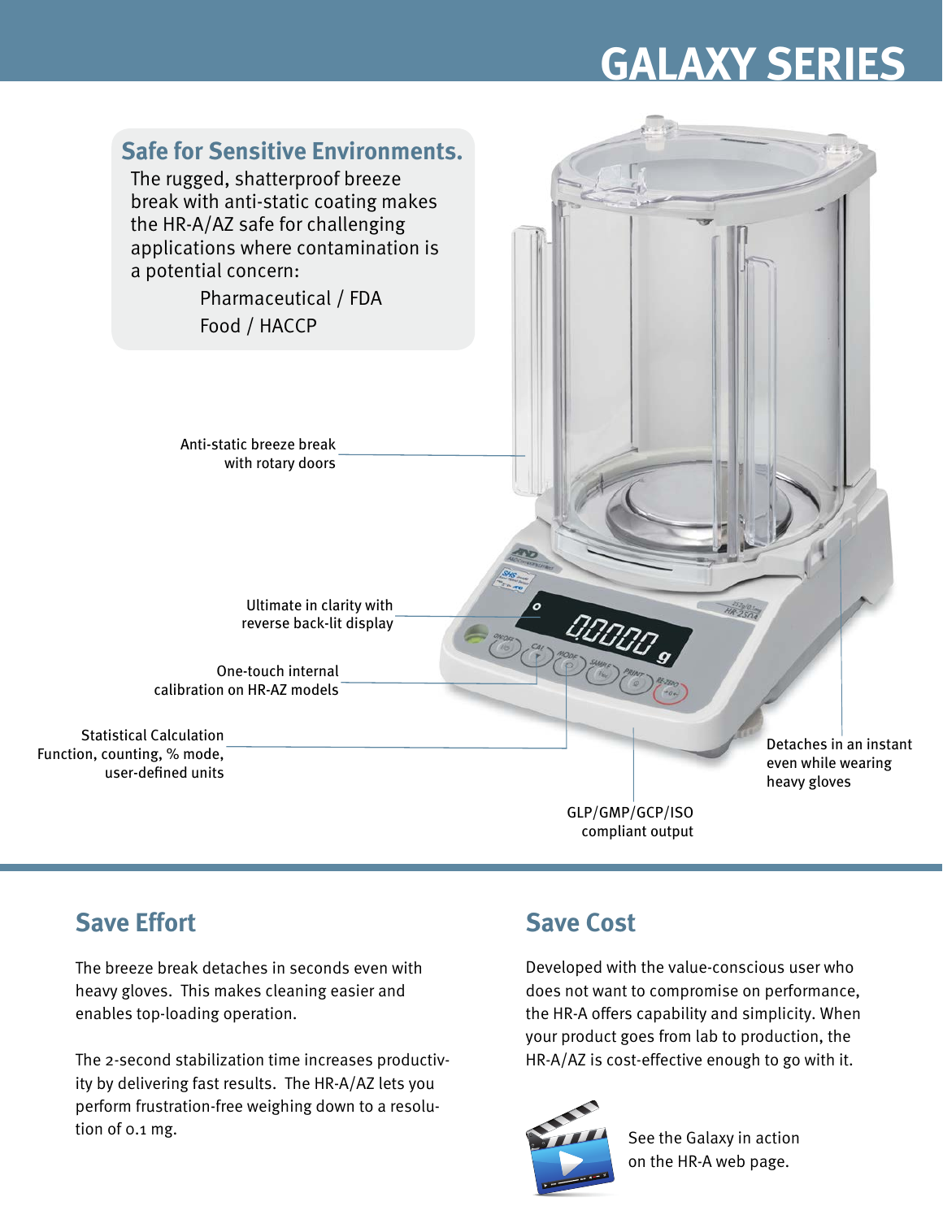# GALAXY SERIES

## Safe for Sensitive Environments.

The rugged, shatterproof breeze break with anti-static coating makes the HR-A/AZ safe for challenging applications where contamination is a potential concern:

Pharmaceutical / FDA
Food / HACCP

Anti-static breeze break with rotary doors

Ultimate in clarity with reverse back-lit display

One-touch internal calibration on HR-AZ models

Statistical Calculation Function, counting, % mode, user-defined units

Detaches in an instant even while wearing heavy gloves

GLP/GMP/GCP/ISO compliant output

## Save Effort

The breeze break detaches in seconds even with heavy gloves. This makes cleaning easier and enables top-loading operation.

The 2-second stabilization time increases productivity by delivering fast results. The HR-A/AZ lets you perform frustration-free weighing down to a resolution of 0.1 mg.

## Save Cost

Developed with the value-conscious user who does not want to compromise on performance, the HR-A offers capability and simplicity. When your product goes from lab to production, the HR-A/AZ is cost-effective enough to go with it.

See the Galaxy in action on the HR-A web page.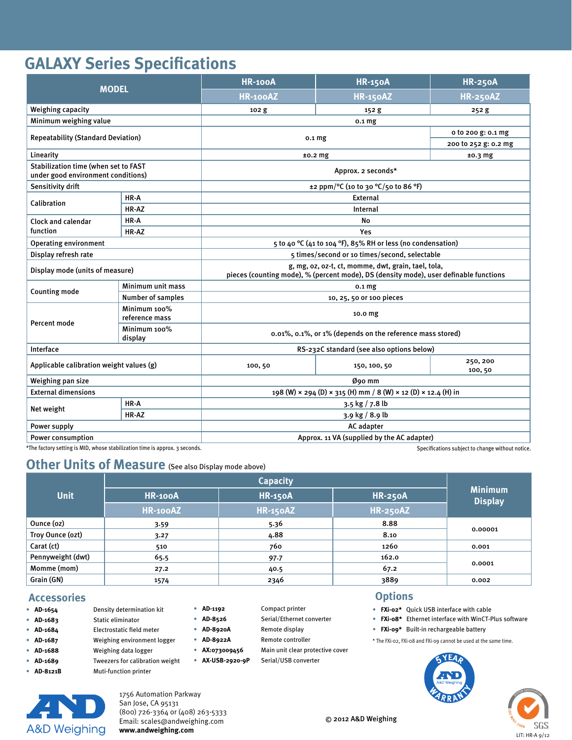# GALAXY Series Specifications

| MODEL | | HR-100A / HR-100AZ | HR-150A / HR-150AZ | HR-250A / HR-250AZ |
|---|---|---|---|---|
| Weighing capacity | | 102 g | 152 g | 252 g |
| Minimum weighing value | | 0.1 mg | | |
| Repeatability (Standard Deviation) | | 0.1 mg | | 0 to 200 g: 0.1 mg |
| | | | | 200 to 252 g: 0.2 mg |
| Linearity | | ±0.2 mg | | ±0.3 mg |
| Stabilization time (when set to FAST under good environment conditions) | | Approx. 2 seconds* | | |
| Sensitivity drift | | ±2 ppm/°C (10 to 30 °C/50 to 86 °F) | | |
| Calibration | HR-A | External | | |
| | HR-AZ | Internal | | |
| Clock and calendar function | HR-A | No | | |
| | HR-AZ | Yes | | |
| Operating environment | | 5 to 40 °C (41 to 104 °F), 85% RH or less (no condensation) | | |
| Display refresh rate | | 5 times/second or 10 times/second, selectable | | |
| Display mode (units of measure) | | g, mg, oz, oz-t, ct, momme, dwt, grain, tael, tola, pieces (counting mode), % (percent mode), DS (density mode), user definable functions | | |
| Counting mode | Minimum unit mass | 0.1 mg | | |
| | Number of samples | 10, 25, 50 or 100 pieces | | |
| Percent mode | Minimum 100% reference mass | 10.0 mg | | |
| | Minimum 100% display | 0.01%, 0.1%, or 1% (depends on the reference mass stored) | | |
| Interface | | RS-232C standard (see also options below) | | |
| Applicable calibration weight values (g) | | 100, 50 | 150, 100, 50 | 250, 200 100, 50 |
| Weighing pan size | | Ø90 mm | | |
| External dimensions | | 198 (W) × 294 (D) × 315 (H) mm / 8 (W) × 12 (D) × 12.4 (H) in | | |
| Net weight | HR-A | 3.5 kg / 7.8 lb | | |
| | HR-AZ | 3.9 kg / 8.9 lb | | |
| Power supply | | AC adapter | | |
| Power consumption | | Approx. 11 VA (supplied by the AC adapter) | | |

*The factory setting is MID, whose stabilization time is approx. 3 seconds.

Specifications subject to change without notice.

## Other Units of Measure (See also Display mode above)

| Unit | Capacity | | | Minimum Display |
|---|---|---|---|---|
| | HR-100A / HR-100AZ | HR-150A / HR-150AZ | HR-250A / HR-250AZ | |
| Ounce (oz) | 3.59 | 5.36 | 8.88 | 0.00001 |
| Troy Ounce (ozt) | 3.27 | 4.88 | 8.10 | 0.00001 |
| Carat (ct) | 510 | 760 | 1260 | 0.001 |
| Pennyweight (dwt) | 65.5 | 97.7 | 162.0 | 0.0001 |
| Momme (mom) | 27.2 | 40.5 | 67.2 | 0.0001 |
| Grain (GN) | 1574 | 2346 | 3889 | 0.002 |

## Accessories

- **AD-1654** Density determination kit
- **AD-1683** Static eliminator
- **AD-1684** Electrostatic field meter
- **AD-1687** Weighing environment logger
- **AD-1688** Weighing data logger
- **AD-1689** Tweezers for calibration weight
- **AD-8121B** Muti-function printer
- **AD-1192** Compact printer
- **AD-8526** Serial/Ethernet converter
- **AD-8920A** Remote display
- **AD-8922A** Remote controller
- **AX:073009456** Main unit clear protective cover
- **AX-USB-2920-9P** Serial/USB converter

## Options

- **FXi-02*** Quick USB interface with cable
- **FXi-08*** Ethernet interface with WinCT-Plus software
- **FXi-09*** Built-in rechargeable battery

* The FXi-02, FXi-08 and FXi-09 cannot be used at the same time.

5 YEAR WARRANTY

A&D Weighing

1756 Automation Parkway
San Jose, CA 95131
(800) 726-3364 or (408) 263-5333
Email: scales@andweighing.com
**www.andweighing.com**

© 2012 A&D Weighing

LIT: HR-A 9/12